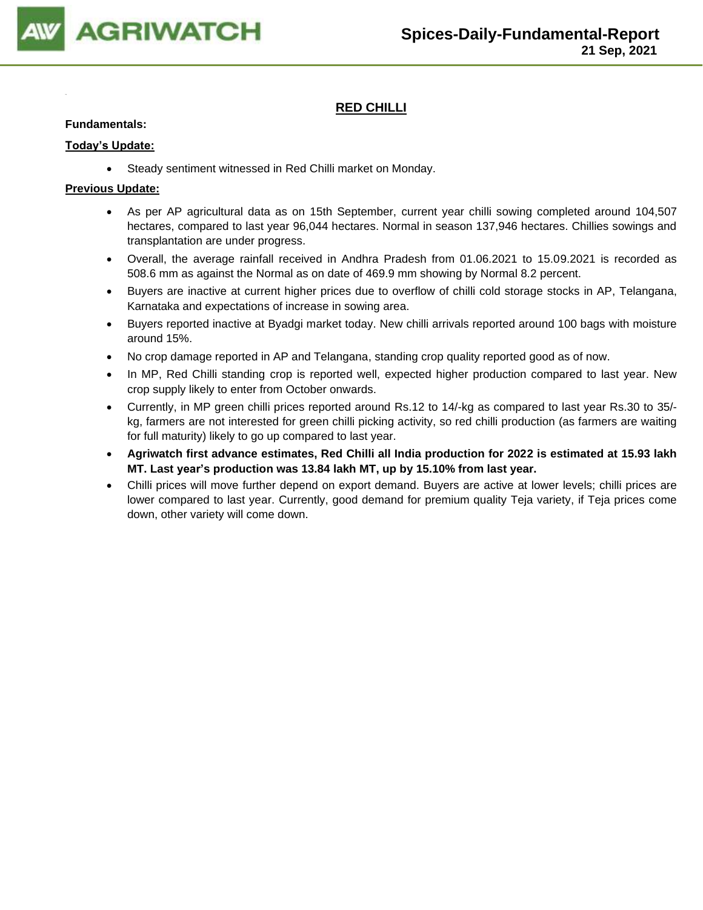# RED CHILLI

**Fundamentals:**

**Today's Update:**

- Steady sentiment witnessed in Red Chilli market on Monday.

**Previous Update:**

- As per AP agricultural data as on 15th September, current year chilli sowing completed around 104,507 hectares, compared to last year 96,044 hectares. Normal in season 137,946 hectares. Chillies sowings and transplantation are under progress.
- Overall, the average rainfall received in Andhra Pradesh from 01.06.2021 to 15.09.2021 is recorded as 508.6 mm as against the Normal as on date of 469.9 mm showing by Normal 8.2 percent.
- Buyers are inactive at current higher prices due to overflow of chilli cold storage stocks in AP, Telangana, Karnataka and expectations of increase in sowing area.
- Buyers reported inactive at Byadgi market today. New chilli arrivals reported around 100 bags with moisture around 15%.
- No crop damage reported in AP and Telangana, standing crop quality reported good as of now.
- In MP, Red Chilli standing crop is reported well, expected higher production compared to last year. New crop supply likely to enter from October onwards.
- Currently, in MP green chilli prices reported around Rs.12 to 14/-kg as compared to last year Rs.30 to 35/-kg, farmers are not interested for green chilli picking activity, so red chilli production (as farmers are waiting for full maturity) likely to go up compared to last year.
- **Agriwatch first advance estimates, Red Chilli all India production for 2022 is estimated at 15.93 lakh MT. Last year's production was 13.84 lakh MT, up by 15.10% from last year.**
- Chilli prices will move further depend on export demand. Buyers are active at lower levels; chilli prices are lower compared to last year. Currently, good demand for premium quality Teja variety, if Teja prices come down, other variety will come down.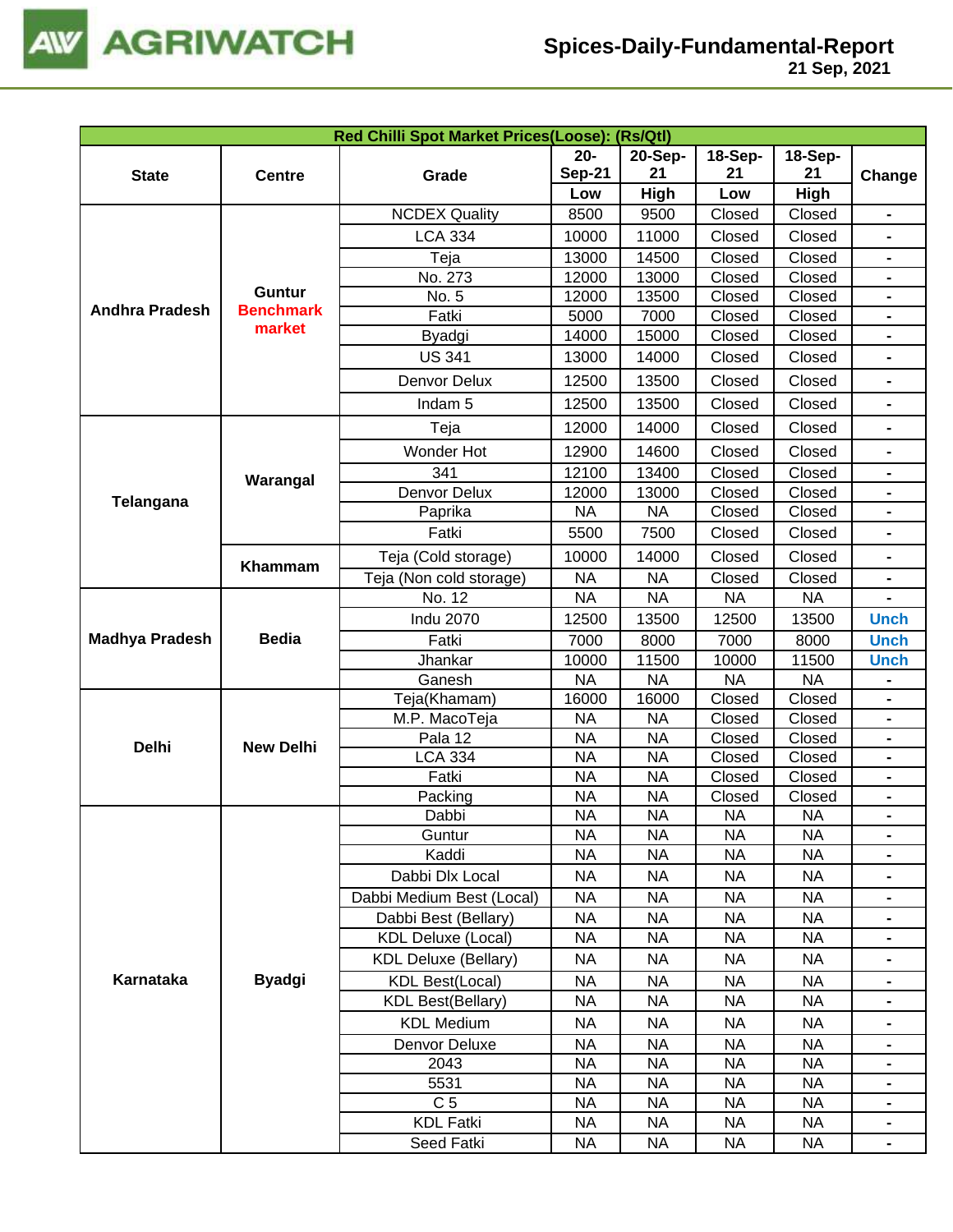| Red Chilli Spot Market Prices(Loose): (Rs/Qtl) | | | | | | | |
|---|---|---|---|---|---|---|---|
| State | Centre | Grade | 20-Sep-21 | 20-Sep-21 | 18-Sep-21 | 18-Sep-21 | Change |
| | | | Low | High | Low | High | |
| Andhra Pradesh | Guntur Benchmark market | NCDEX Quality | 8500 | 9500 | Closed | Closed | - |
| | | LCA 334 | 10000 | 11000 | Closed | Closed | - |
| | | Teja | 13000 | 14500 | Closed | Closed | - |
| | | No. 273 | 12000 | 13000 | Closed | Closed | - |
| | | No. 5 | 12000 | 13500 | Closed | Closed | - |
| | | Fatki | 5000 | 7000 | Closed | Closed | - |
| | | Byadgi | 14000 | 15000 | Closed | Closed | - |
| | | US 341 | 13000 | 14000 | Closed | Closed | - |
| | | Denvor Delux | 12500 | 13500 | Closed | Closed | - |
| | | Indam 5 | 12500 | 13500 | Closed | Closed | - |
| Telangana | Warangal | Teja | 12000 | 14000 | Closed | Closed | - |
| | | Wonder Hot | 12900 | 14600 | Closed | Closed | - |
| | | 341 | 12100 | 13400 | Closed | Closed | - |
| | | Denvor Delux | 12000 | 13000 | Closed | Closed | - |
| | | Paprika | NA | NA | Closed | Closed | - |
| | | Fatki | 5500 | 7500 | Closed | Closed | - |
| | Khammam | Teja (Cold storage) | 10000 | 14000 | Closed | Closed | - |
| | | Teja (Non cold storage) | NA | NA | Closed | Closed | - |
| Madhya Pradesh | Bedia | No. 12 | NA | NA | NA | NA | - |
| | | Indu 2070 | 12500 | 13500 | 12500 | 13500 | Unch |
| | | Fatki | 7000 | 8000 | 7000 | 8000 | Unch |
| | | Jhankar | 10000 | 11500 | 10000 | 11500 | Unch |
| | | Ganesh | NA | NA | NA | NA | - |
| Delhi | New Delhi | Teja(Khamam) | 16000 | 16000 | Closed | Closed | - |
| | | M.P. MacoTeja | NA | NA | Closed | Closed | - |
| | | Pala 12 | NA | NA | Closed | Closed | - |
| | | LCA 334 | NA | NA | Closed | Closed | - |
| | | Fatki | NA | NA | Closed | Closed | - |
| | | Packing | NA | NA | Closed | Closed | - |
| Karnataka | Byadgi | Dabbi | NA | NA | NA | NA | - |
| | | Guntur | NA | NA | NA | NA | - |
| | | Kaddi | NA | NA | NA | NA | - |
| | | Dabbi Dlx Local | NA | NA | NA | NA | - |
| | | Dabbi Medium Best (Local) | NA | NA | NA | NA | - |
| | | Dabbi Best (Bellary) | NA | NA | NA | NA | - |
| | | KDL Deluxe (Local) | NA | NA | NA | NA | - |
| | | KDL Deluxe (Bellary) | NA | NA | NA | NA | - |
| | | KDL Best(Local) | NA | NA | NA | NA | - |
| | | KDL Best(Bellary) | NA | NA | NA | NA | - |
| | | KDL Medium | NA | NA | NA | NA | - |
| | | Denvor Deluxe | NA | NA | NA | NA | - |
| | | 2043 | NA | NA | NA | NA | - |
| | | 5531 | NA | NA | NA | NA | - |
| | | C 5 | NA | NA | NA | NA | - |
| | | KDL Fatki | NA | NA | NA | NA | - |
| | | Seed Fatki | NA | NA | NA | NA | - |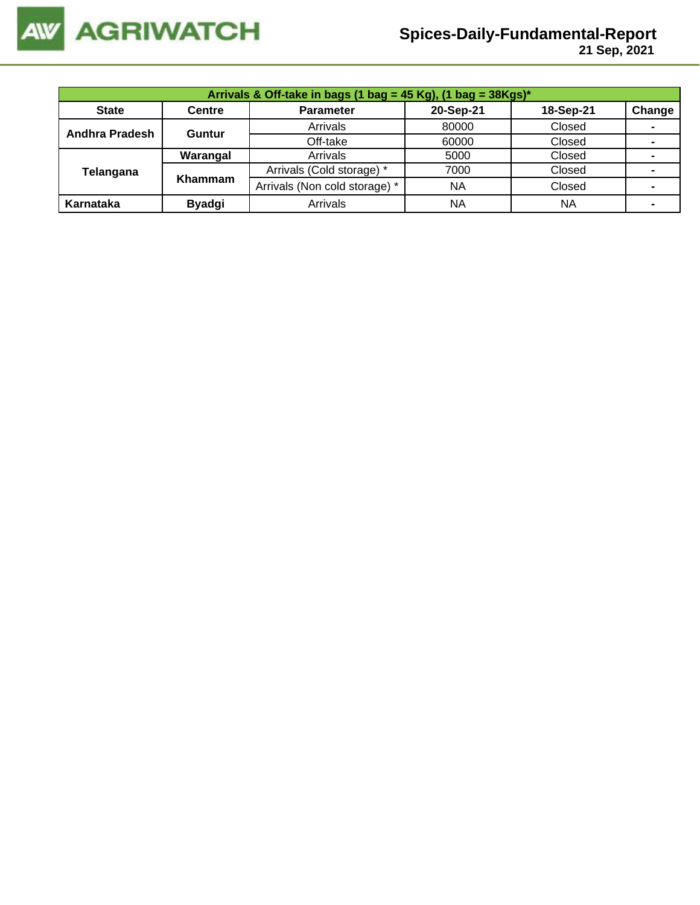| Arrivals & Off-take in bags (1 bag = 45 Kg), (1 bag = 38Kgs)* | | | | | |
|---|---|---|---|---|---|
| State | Centre | Parameter | 20-Sep-21 | 18-Sep-21 | Change |
| Andhra Pradesh | Guntur | Arrivals | 80000 | Closed | - |
| | | Off-take | 60000 | Closed | - |
| Telangana | Warangal | Arrivals | 5000 | Closed | - |
| | Khammam | Arrivals (Cold storage) * | 7000 | Closed | - |
| | | Arrivals (Non cold storage) * | NA | Closed | - |
| Karnataka | Byadgi | Arrivals | NA | NA | - |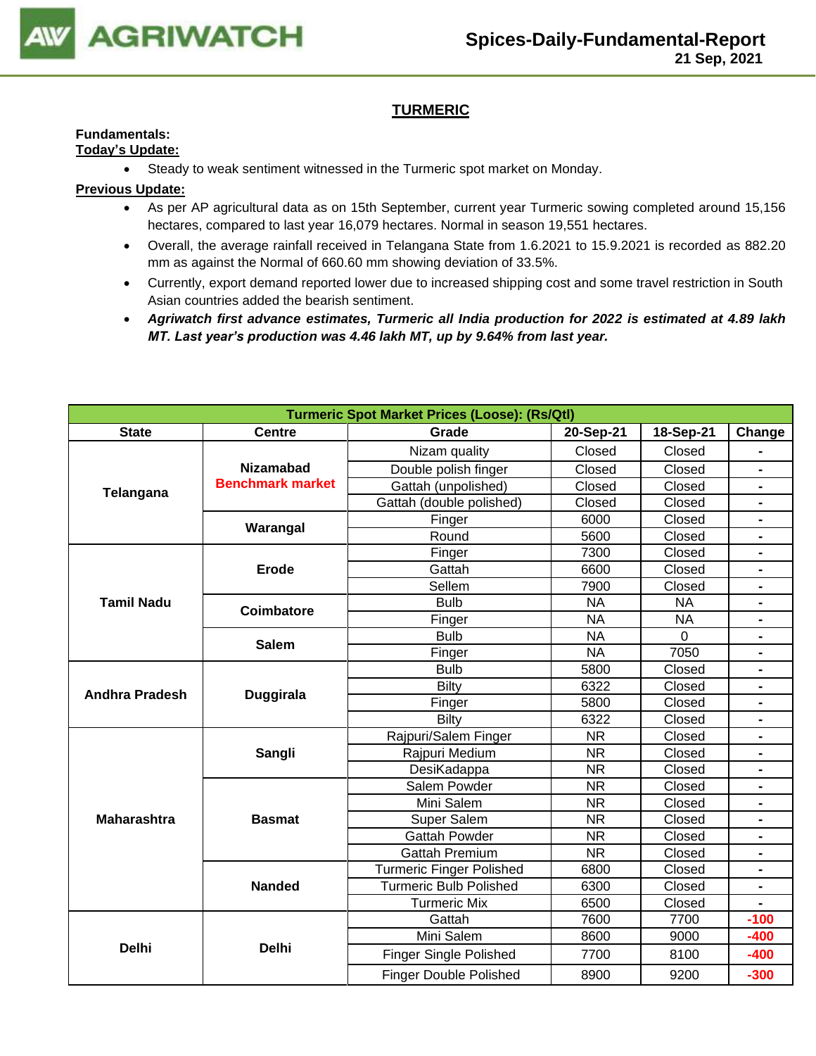## TURMERIC

**Fundamentals:**

**Today's Update:**

- Steady to weak sentiment witnessed in the Turmeric spot market on Monday.

**Previous Update:**

- As per AP agricultural data as on 15th September, current year Turmeric sowing completed around 15,156 hectares, compared to last year 16,079 hectares. Normal in season 19,551 hectares.
- Overall, the average rainfall received in Telangana State from 1.6.2021 to 15.9.2021 is recorded as 882.20 mm as against the Normal of 660.60 mm showing deviation of 33.5%.
- Currently, export demand reported lower due to increased shipping cost and some travel restriction in South Asian countries added the bearish sentiment.
- ***Agriwatch first advance estimates, Turmeric all India production for 2022 is estimated at 4.89 lakh MT. Last year's production was 4.46 lakh MT, up by 9.64% from last year.***

| Turmeric Spot Market Prices (Loose): (Rs/Qtl) | | | | | |
|---|---|---|---|---|---|
| **State** | **Centre** | **Grade** | **20-Sep-21** | **18-Sep-21** | **Change** |
| **Telangana** | **Nizamabad Benchmark market** | Nizam quality | Closed | Closed | - |
| | | Double polish finger | Closed | Closed | - |
| | | Gattah (unpolished) | Closed | Closed | - |
| | | Gattah (double polished) | Closed | Closed | - |
| | **Warangal** | Finger | 6000 | Closed | - |
| | | Round | 5600 | Closed | - |
| **Tamil Nadu** | **Erode** | Finger | 7300 | Closed | - |
| | | Gattah | 6600 | Closed | - |
| | | Sellem | 7900 | Closed | - |
| | **Coimbatore** | Bulb | NA | NA | - |
| | | Finger | NA | NA | - |
| | **Salem** | Bulb | NA | 0 | - |
| | | Finger | NA | 7050 | - |
| **Andhra Pradesh** | **Duggirala** | Bulb | 5800 | Closed | - |
| | | Bilty | 6322 | Closed | - |
| | | Finger | 5800 | Closed | - |
| | | Bilty | 6322 | Closed | - |
| **Maharashtra** | **Sangli** | Rajpuri/Salem Finger | NR | Closed | - |
| | | Rajpuri Medium | NR | Closed | - |
| | | DesiKadappa | NR | Closed | - |
| | **Basmat** | Salem Powder | NR | Closed | - |
| | | Mini Salem | NR | Closed | - |
| | | Super Salem | NR | Closed | - |
| | | Gattah Powder | NR | Closed | - |
| | | Gattah Premium | NR | Closed | - |
| | **Nanded** | Turmeric Finger Polished | 6800 | Closed | - |
| | | Turmeric Bulb Polished | 6300 | Closed | - |
| | | Turmeric Mix | 6500 | Closed | - |
| **Delhi** | **Delhi** | Gattah | 7600 | 7700 | -100 |
| | | Mini Salem | 8600 | 9000 | -400 |
| | | Finger Single Polished | 7700 | 8100 | -400 |
| | | Finger Double Polished | 8900 | 9200 | -300 |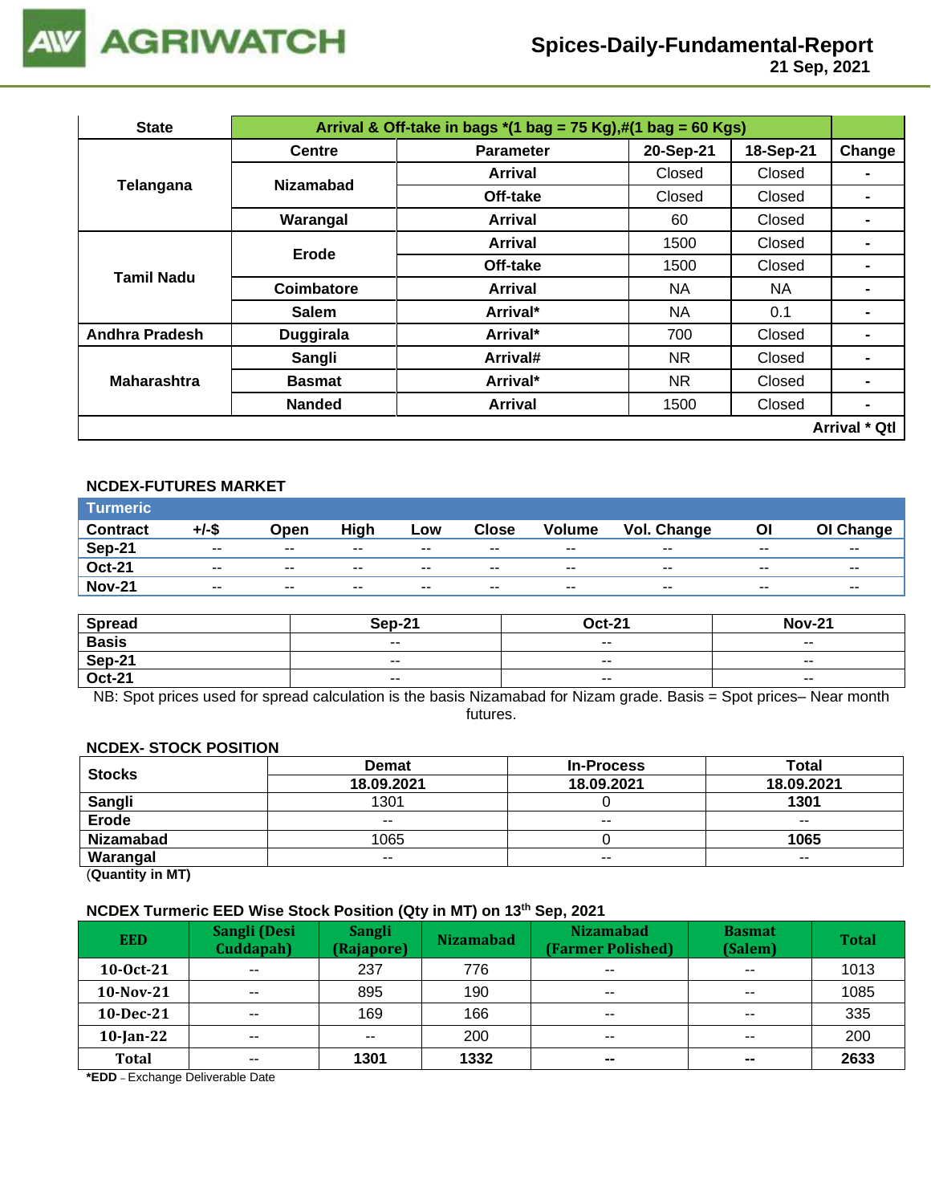## Spices-Daily-Fundamental-Report
21 Sep, 2021

| State | Arrival & Off-take in bags *(1 bag = 75 Kg),#(1 bag = 60 Kgs) | | | | |
|---|---|---|---|---|---|
| | Centre | Parameter | 20-Sep-21 | 18-Sep-21 | Change |
| Telangana | Nizamabad | Arrival | Closed | Closed | - |
| | | Off-take | Closed | Closed | - |
| | Warangal | Arrival | 60 | Closed | - |
| Tamil Nadu | Erode | Arrival | 1500 | Closed | - |
| | | Off-take | 1500 | Closed | - |
| | Coimbatore | Arrival | NA | NA | - |
| | Salem | Arrival* | NA | 0.1 | - |
| Andhra Pradesh | Duggirala | Arrival* | 700 | Closed | - |
| Maharashtra | Sangli | Arrival# | NR | Closed | - |
| | Basmat | Arrival* | NR | Closed | - |
| | Nanded | Arrival | 1500 | Closed | - |
| | | | | | Arrival * Qtl |

### NCDEX-FUTURES MARKET

| Turmeric | | | | | | | | | |
|---|---|---|---|---|---|---|---|---|---|
| Contract | +/-$ | Open | High | Low | Close | Volume | Vol. Change | OI | OI Change |
| Sep-21 | -- | -- | -- | -- | -- | -- | -- | -- | -- |
| Oct-21 | -- | -- | -- | -- | -- | -- | -- | -- | -- |
| Nov-21 | -- | -- | -- | -- | -- | -- | -- | -- | -- |

| Spread | Sep-21 | Oct-21 | Nov-21 |
|---|---|---|---|
| Basis | -- | -- | -- |
| Sep-21 | -- | -- | -- |
| Oct-21 | -- | -- | -- |

NB: Spot prices used for spread calculation is the basis Nizamabad for Nizam grade. Basis = Spot prices– Near month futures.

### NCDEX- STOCK POSITION

| Stocks | Demat | In-Process | Total |
|---|---|---|---|
| | 18.09.2021 | 18.09.2021 | 18.09.2021 |
| Sangli | 1301 | 0 | **1301** |
| Erode | -- | -- | -- |
| Nizamabad | 1065 | 0 | **1065** |
| Warangal | -- | -- | -- |

(**Quantity in MT**)

### NCDEX Turmeric EED Wise Stock Position (Qty in MT) on 13th Sep, 2021

| EED | Sangli (Desi Cuddapah) | Sangli (Rajapore) | Nizamabad | Nizamabad (Farmer Polished) | Basmat (Salem) | Total |
|---|---|---|---|---|---|---|
| 10-Oct-21 | -- | 237 | 776 | -- | -- | 1013 |
| 10-Nov-21 | -- | 895 | 190 | -- | -- | 1085 |
| 10-Dec-21 | -- | 169 | 166 | -- | -- | 335 |
| 10-Jan-22 | -- | -- | 200 | -- | -- | 200 |
| **Total** | -- | **1301** | **1332** | **--** | **--** | **2633** |

***EDD** – Exchange Deliverable Date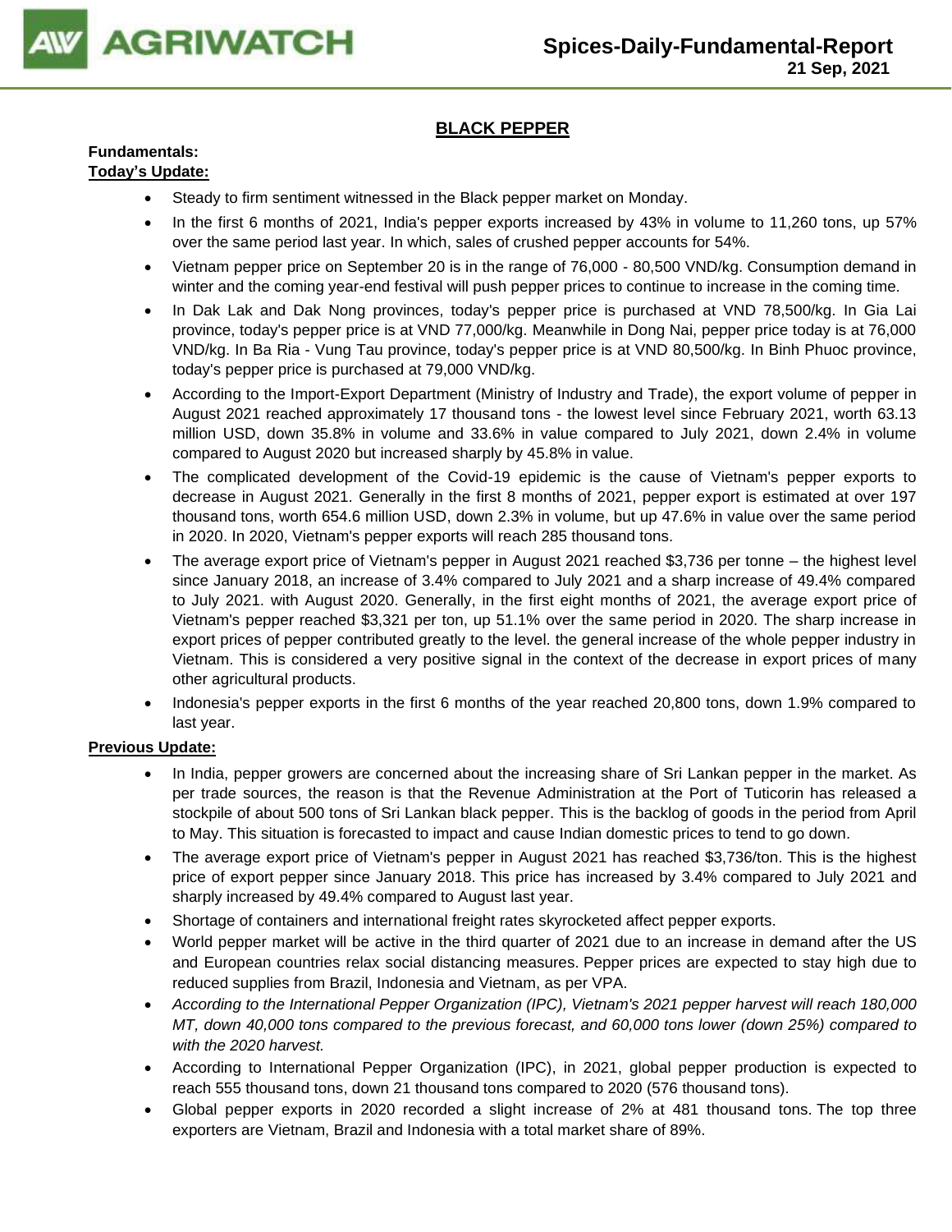## BLACK PEPPER

**Fundamentals:**

**Today's Update:**

- Steady to firm sentiment witnessed in the Black pepper market on Monday.
- In the first 6 months of 2021, India's pepper exports increased by 43% in volume to 11,260 tons, up 57% over the same period last year. In which, sales of crushed pepper accounts for 54%.
- Vietnam pepper price on September 20 is in the range of 76,000 - 80,500 VND/kg. Consumption demand in winter and the coming year-end festival will push pepper prices to continue to increase in the coming time.
- In Dak Lak and Dak Nong provinces, today's pepper price is purchased at VND 78,500/kg. In Gia Lai province, today's pepper price is at VND 77,000/kg. Meanwhile in Dong Nai, pepper price today is at 76,000 VND/kg. In Ba Ria - Vung Tau province, today's pepper price is at VND 80,500/kg. In Binh Phuoc province, today's pepper price is purchased at 79,000 VND/kg.
- According to the Import-Export Department (Ministry of Industry and Trade), the export volume of pepper in August 2021 reached approximately 17 thousand tons - the lowest level since February 2021, worth 63.13 million USD, down 35.8% in volume and 33.6% in value compared to July 2021, down 2.4% in volume compared to August 2020 but increased sharply by 45.8% in value.
- The complicated development of the Covid-19 epidemic is the cause of Vietnam's pepper exports to decrease in August 2021. Generally in the first 8 months of 2021, pepper export is estimated at over 197 thousand tons, worth 654.6 million USD, down 2.3% in volume, but up 47.6% in value over the same period in 2020. In 2020, Vietnam's pepper exports will reach 285 thousand tons.
- The average export price of Vietnam's pepper in August 2021 reached $3,736 per tonne – the highest level since January 2018, an increase of 3.4% compared to July 2021 and a sharp increase of 49.4% compared to July 2021. with August 2020. Generally, in the first eight months of 2021, the average export price of Vietnam's pepper reached $3,321 per ton, up 51.1% over the same period in 2020. The sharp increase in export prices of pepper contributed greatly to the level. the general increase of the whole pepper industry in Vietnam. This is considered a very positive signal in the context of the decrease in export prices of many other agricultural products.
- Indonesia's pepper exports in the first 6 months of the year reached 20,800 tons, down 1.9% compared to last year.

**Previous Update:**

- In India, pepper growers are concerned about the increasing share of Sri Lankan pepper in the market. As per trade sources, the reason is that the Revenue Administration at the Port of Tuticorin has released a stockpile of about 500 tons of Sri Lankan black pepper. This is the backlog of goods in the period from April to May. This situation is forecasted to impact and cause Indian domestic prices to tend to go down.
- The average export price of Vietnam's pepper in August 2021 has reached $3,736/ton. This is the highest price of export pepper since January 2018. This price has increased by 3.4% compared to July 2021 and sharply increased by 49.4% compared to August last year.
- Shortage of containers and international freight rates skyrocketed affect pepper exports.
- World pepper market will be active in the third quarter of 2021 due to an increase in demand after the US and European countries relax social distancing measures. Pepper prices are expected to stay high due to reduced supplies from Brazil, Indonesia and Vietnam, as per VPA.
- *According to the International Pepper Organization (IPC), Vietnam's 2021 pepper harvest will reach 180,000 MT, down 40,000 tons compared to the previous forecast, and 60,000 tons lower (down 25%) compared to with the 2020 harvest.*
- According to International Pepper Organization (IPC), in 2021, global pepper production is expected to reach 555 thousand tons, down 21 thousand tons compared to 2020 (576 thousand tons).
- Global pepper exports in 2020 recorded a slight increase of 2% at 481 thousand tons. The top three exporters are Vietnam, Brazil and Indonesia with a total market share of 89%.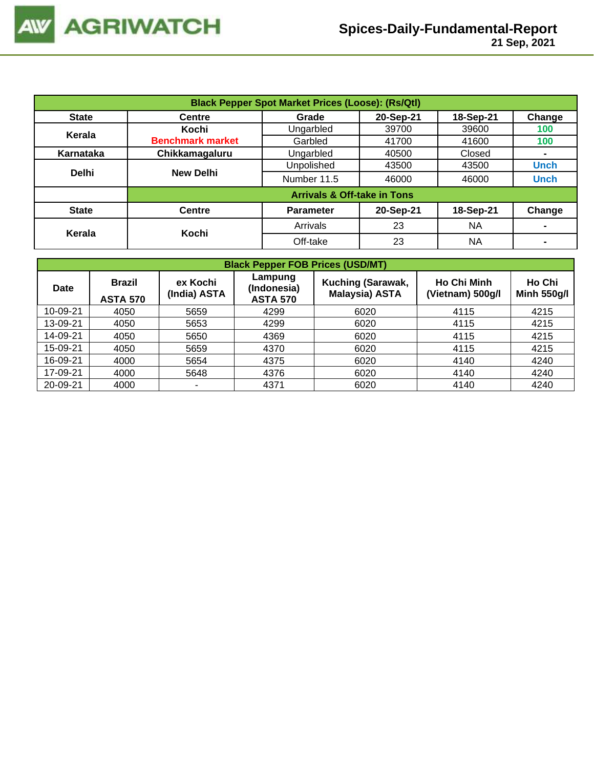# Spices-Daily-Fundamental-Report

21 Sep, 2021

| Black Pepper Spot Market Prices (Loose): (Rs/Qtl) | | | | | |
|---|---|---|---|---|---|
| **State** | **Centre** | **Grade** | **20-Sep-21** | **18-Sep-21** | **Change** |
| **Kerala** | **Kochi** **Benchmark market** | Ungarbled | 39700 | 39600 | 100 |
| | | Garbled | 41700 | 41600 | 100 |
| **Karnataka** | **Chikkamagaluru** | Ungarbled | 40500 | Closed | - |
| **Delhi** | **New Delhi** | Unpolished | 43500 | 43500 | Unch |
| | | Number 11.5 | 46000 | 46000 | Unch |
| | **Arrivals & Off-take in Tons** | | | | |
| **State** | **Centre** | **Parameter** | **20-Sep-21** | **18-Sep-21** | **Change** |
| **Kerala** | **Kochi** | Arrivals | 23 | NA | - |
| | | Off-take | 23 | NA | - |

| Black Pepper FOB Prices (USD/MT) | | | | | | |
|---|---|---|---|---|---|---|
| **Date** | **Brazil ASTA 570** | **ex Kochi (India) ASTA** | **Lampung (Indonesia) ASTA 570** | **Kuching (Sarawak, Malaysia) ASTA** | **Ho Chi Minh (Vietnam) 500g/l** | **Ho Chi Minh 550g/l** |
| 10-09-21 | 4050 | 5659 | 4299 | 6020 | 4115 | 4215 |
| 13-09-21 | 4050 | 5653 | 4299 | 6020 | 4115 | 4215 |
| 14-09-21 | 4050 | 5650 | 4369 | 6020 | 4115 | 4215 |
| 15-09-21 | 4050 | 5659 | 4370 | 6020 | 4115 | 4215 |
| 16-09-21 | 4000 | 5654 | 4375 | 6020 | 4140 | 4240 |
| 17-09-21 | 4000 | 5648 | 4376 | 6020 | 4140 | 4240 |
| 20-09-21 | 4000 | - | 4371 | 6020 | 4140 | 4240 |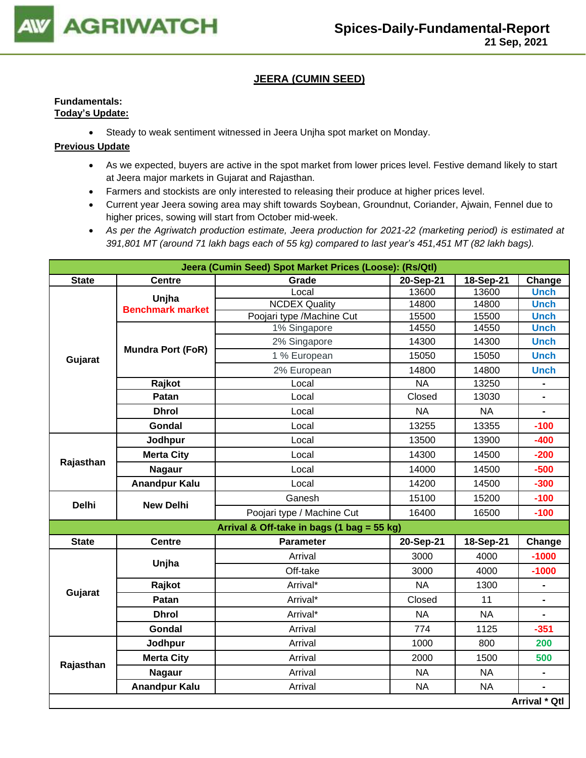## JEERA (CUMIN SEED)

**Fundamentals:**
**Today's Update:**

- Steady to weak sentiment witnessed in Jeera Unjha spot market on Monday.

**Previous Update**

- As we expected, buyers are active in the spot market from lower prices level. Festive demand likely to start at Jeera major markets in Gujarat and Rajasthan.
- Farmers and stockists are only interested to releasing their produce at higher prices level.
- Current year Jeera sowing area may shift towards Soybean, Groundnut, Coriander, Ajwain, Fennel due to higher prices, sowing will start from October mid-week.
- *As per the Agriwatch production estimate, Jeera production for 2021-22 (marketing period) is estimated at 391,801 MT (around 71 lakh bags each of 55 kg) compared to last year's 451,451 MT (82 lakh bags).*

| Jeera (Cumin Seed) Spot Market Prices (Loose): (Rs/Qtl) | | | | | |
|---|---|---|---|---|---|
| **State** | **Centre** | **Grade** | **20-Sep-21** | **18-Sep-21** | **Change** |
| Gujarat | Unjha Benchmark market | Local | 13600 | 13600 | Unch |
| | | NCDEX Quality | 14800 | 14800 | Unch |
| | | Poojari type /Machine Cut | 15500 | 15500 | Unch |
| | Mundra Port (FoR) | 1% Singapore | 14550 | 14550 | Unch |
| | | 2% Singapore | 14300 | 14300 | Unch |
| | | 1 % European | 15050 | 15050 | Unch |
| | | 2% European | 14800 | 14800 | Unch |
| | Rajkot | Local | NA | 13250 | - |
| | Patan | Local | Closed | 13030 | - |
| | Dhrol | Local | NA | NA | - |
| | Gondal | Local | 13255 | 13355 | -100 |
| Rajasthan | Jodhpur | Local | 13500 | 13900 | -400 |
| | Merta City | Local | 14300 | 14500 | -200 |
| | Nagaur | Local | 14000 | 14500 | -500 |
| | Anandpur Kalu | Local | 14200 | 14500 | -300 |
| Delhi | New Delhi | Ganesh | 15100 | 15200 | -100 |
| | | Poojari type / Machine Cut | 16400 | 16500 | -100 |

| Arrival & Off-take in bags (1 bag = 55 kg) | | | | | |
|---|---|---|---|---|---|
| **State** | **Centre** | **Parameter** | **20-Sep-21** | **18-Sep-21** | **Change** |
| Gujarat | Unjha | Arrival | 3000 | 4000 | -1000 |
| | | Off-take | 3000 | 4000 | -1000 |
| | Rajkot | Arrival* | NA | 1300 | - |
| | Patan | Arrival* | Closed | 11 | - |
| | Dhrol | Arrival* | NA | NA | - |
| | Gondal | Arrival | 774 | 1125 | -351 |
| Rajasthan | Jodhpur | Arrival | 1000 | 800 | 200 |
| | Merta City | Arrival | 2000 | 1500 | 500 |
| | Nagaur | Arrival | NA | NA | - |
| | Anandpur Kalu | Arrival | NA | NA | - |
| | | | | | **Arrival * Qtl** |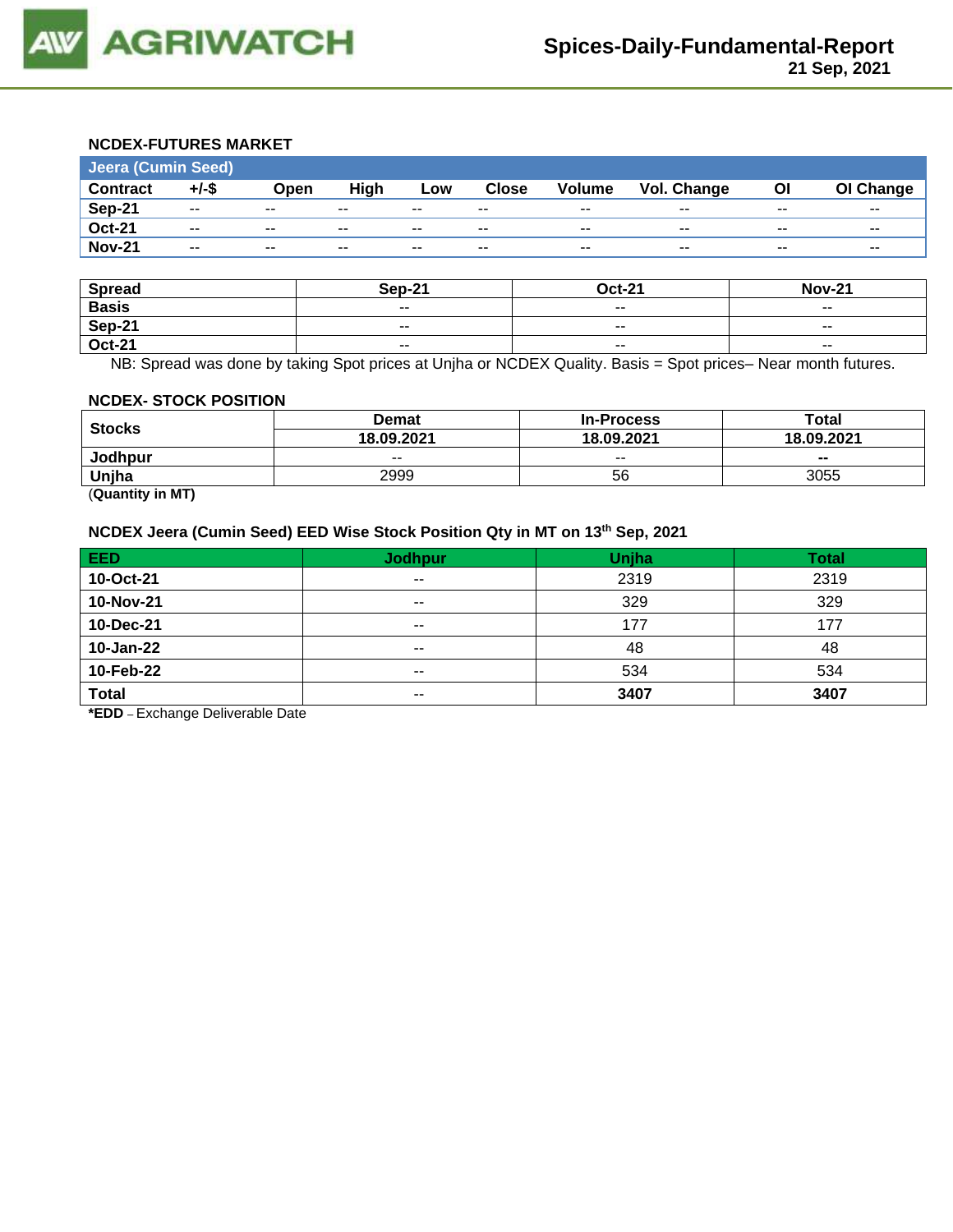### NCDEX-FUTURES MARKET

| Jeera (Cumin Seed) | | | | | | | | | |
|---|---|---|---|---|---|---|---|---|---|
| **Contract** | **+/-$** | **Open** | **High** | **Low** | **Close** | **Volume** | **Vol. Change** | **OI** | **OI Change** |
| **Sep-21** | -- | -- | -- | -- | -- | -- | -- | -- | -- |
| **Oct-21** | -- | -- | -- | -- | -- | -- | -- | -- | -- |
| **Nov-21** | -- | -- | -- | -- | -- | -- | -- | -- | -- |

| Spread | Sep-21 | Oct-21 | Nov-21 |
|---|---|---|---|
| **Basis** | -- | -- | -- |
| **Sep-21** | -- | -- | -- |
| **Oct-21** | -- | -- | -- |

NB: Spread was done by taking Spot prices at Unjha or NCDEX Quality. Basis = Spot prices– Near month futures.

### NCDEX- STOCK POSITION

| Stocks | Demat | In-Process | Total |
|---|---|---|---|
| | **18.09.2021** | **18.09.2021** | **18.09.2021** |
| **Jodhpur** | -- | -- | **--** |
| **Unjha** | 2999 | 56 | 3055 |

(**Quantity in MT)**

### NCDEX Jeera (Cumin Seed) EED Wise Stock Position Qty in MT on 13th Sep, 2021

| EED | Jodhpur | Unjha | Total |
|---|---|---|---|
| **10-Oct-21** | -- | 2319 | 2319 |
| **10-Nov-21** | -- | 329 | 329 |
| **10-Dec-21** | -- | 177 | 177 |
| **10-Jan-22** | -- | 48 | 48 |
| **10-Feb-22** | -- | 534 | 534 |
| **Total** | -- | **3407** | **3407** |

**\*EDD** – Exchange Deliverable Date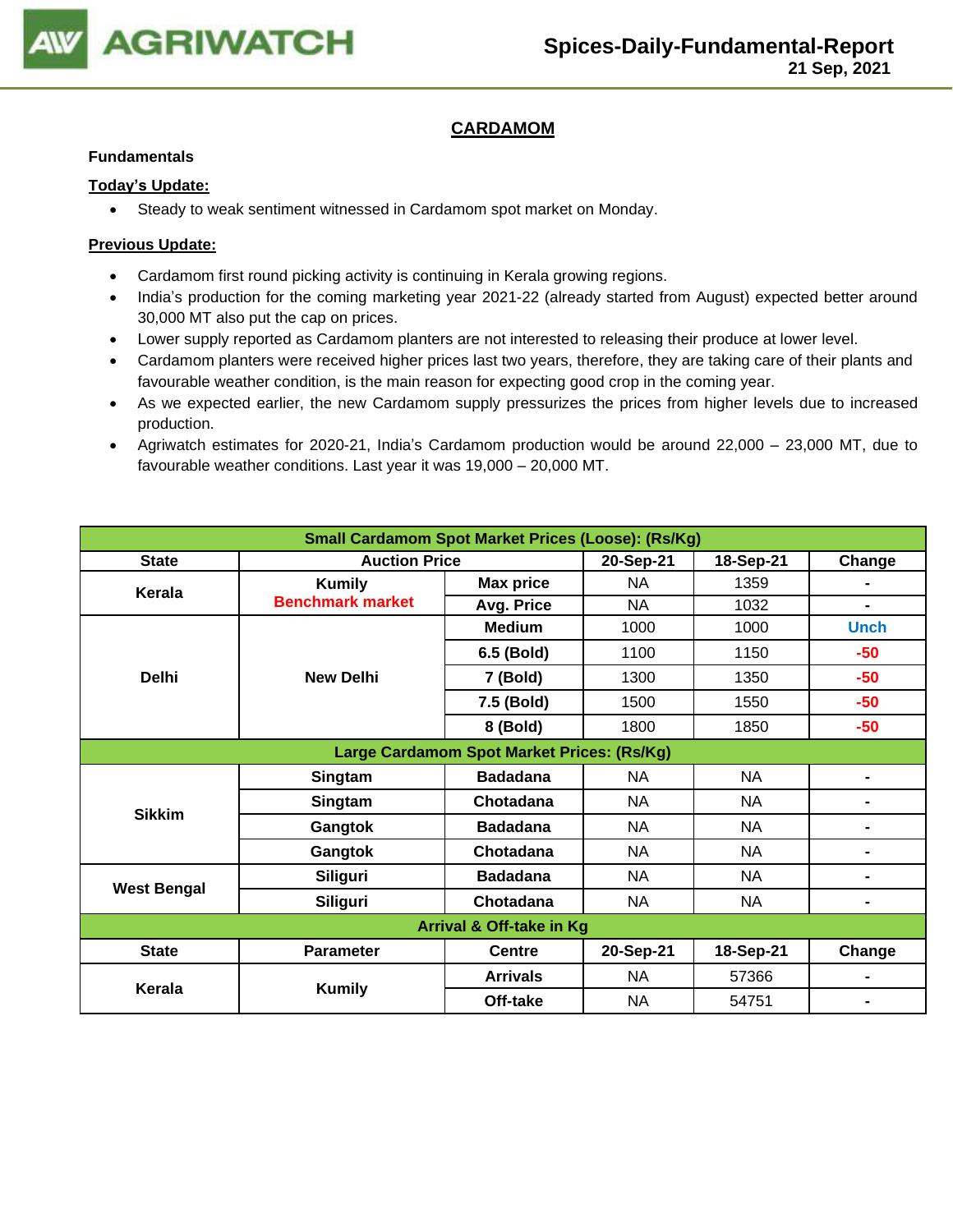## CARDAMOM

**Fundamentals**

**Today's Update:**

- Steady to weak sentiment witnessed in Cardamom spot market on Monday.

**Previous Update:**

- Cardamom first round picking activity is continuing in Kerala growing regions.
- India's production for the coming marketing year 2021-22 (already started from August) expected better around 30,000 MT also put the cap on prices.
- Lower supply reported as Cardamom planters are not interested to releasing their produce at lower level.
- Cardamom planters were received higher prices last two years, therefore, they are taking care of their plants and favourable weather condition, is the main reason for expecting good crop in the coming year.
- As we expected earlier, the new Cardamom supply pressurizes the prices from higher levels due to increased production.
- Agriwatch estimates for 2020-21, India's Cardamom production would be around 22,000 – 23,000 MT, due to favourable weather conditions. Last year it was 19,000 – 20,000 MT.

| Small Cardamom Spot Market Prices (Loose): (Rs/Kg) | | | | | |
|---|---|---|---|---|---|
| State | Auction Price | | 20-Sep-21 | 18-Sep-21 | Change |
| Kerala | Kumily Benchmark market | Max price | NA | 1359 | - |
| | | Avg. Price | NA | 1032 | - |
| Delhi | New Delhi | Medium | 1000 | 1000 | Unch |
| | | 6.5 (Bold) | 1100 | 1150 | -50 |
| | | 7 (Bold) | 1300 | 1350 | -50 |
| | | 7.5 (Bold) | 1500 | 1550 | -50 |
| | | 8 (Bold) | 1800 | 1850 | -50 |
| **Large Cardamom Spot Market Prices: (Rs/Kg)** | | | | | |
| Sikkim | Singtam | Badadana | NA | NA | - |
| | Singtam | Chotadana | NA | NA | - |
| | Gangtok | Badadana | NA | NA | - |
| | Gangtok | Chotadana | NA | NA | - |
| West Bengal | Siliguri | Badadana | NA | NA | - |
| | Siliguri | Chotadana | NA | NA | - |
| **Arrival & Off-take in Kg** | | | | | |
| State | Parameter | Centre | 20-Sep-21 | 18-Sep-21 | Change |
| Kerala | Kumily | Arrivals | NA | 57366 | - |
| | | Off-take | NA | 54751 | - |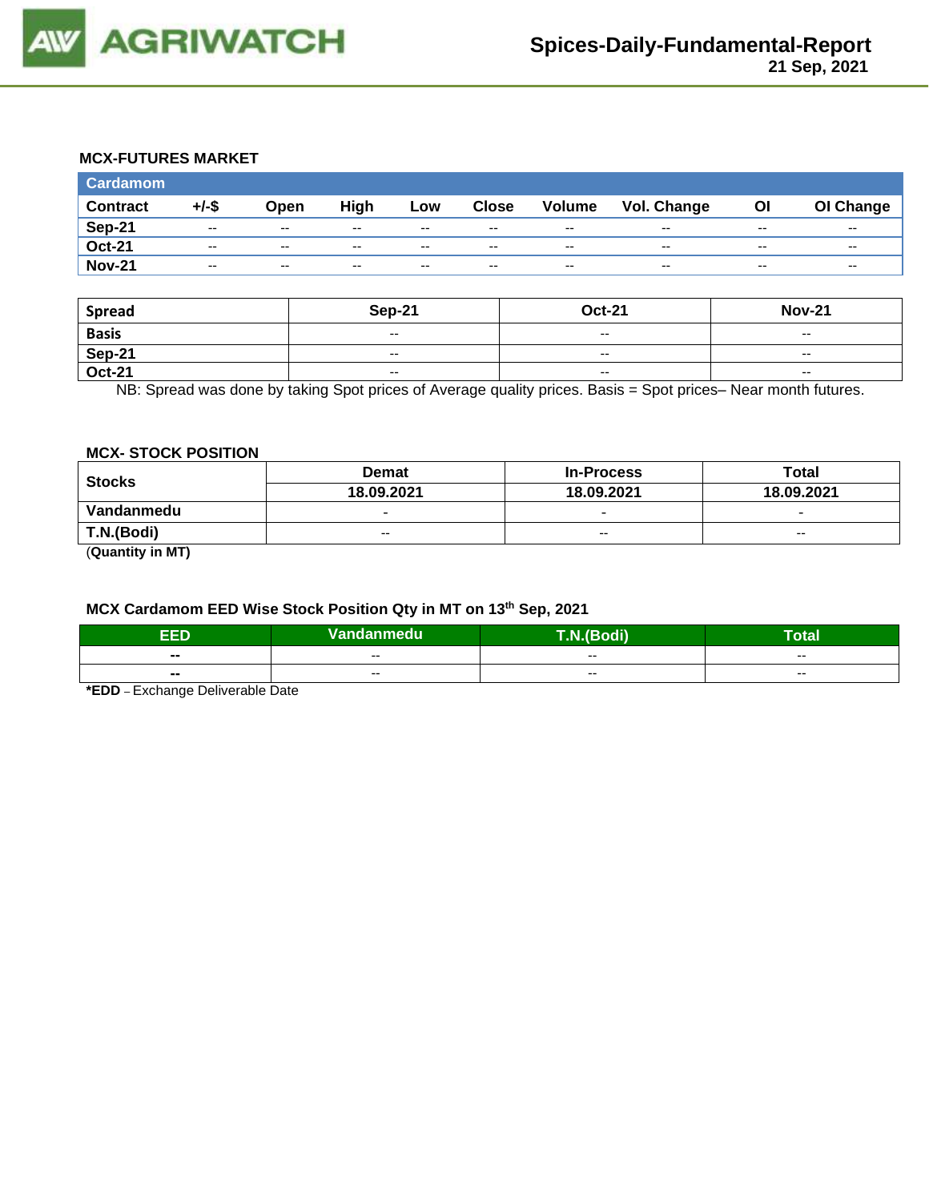### MCX-FUTURES MARKET

| Cardamom | | | | | | | | | |
|---|---|---|---|---|---|---|---|---|---|
| **Contract** | **+/-$** | **Open** | **High** | **Low** | **Close** | **Volume** | **Vol. Change** | **OI** | **OI Change** |
| **Sep-21** | -- | -- | -- | -- | -- | -- | -- | -- | -- |
| **Oct-21** | -- | -- | -- | -- | -- | -- | -- | -- | -- |
| **Nov-21** | -- | -- | -- | -- | -- | -- | -- | -- | -- |

| Spread | Sep-21 | Oct-21 | Nov-21 |
|---|---|---|---|
| **Basis** | -- | -- | -- |
| **Sep-21** | -- | -- | -- |
| **Oct-21** | -- | -- | -- |

NB: Spread was done by taking Spot prices of Average quality prices. Basis = Spot prices– Near month futures.

### MCX- STOCK POSITION

| Stocks | Demat | In-Process | Total |
|---|---|---|---|
| | 18.09.2021 | 18.09.2021 | 18.09.2021 |
| **Vandanmedu** | - | - | - |
| **T.N.(Bodi)** | -- | -- | -- |

(**Quantity in MT)**

### MCX Cardamom EED Wise Stock Position Qty in MT on 13th Sep, 2021

| EED | Vandanmedu | T.N.(Bodi) | Total |
|---|---|---|---|
| -- | -- | -- | -- |
| -- | -- | -- | -- |

***EDD** – Exchange Deliverable Date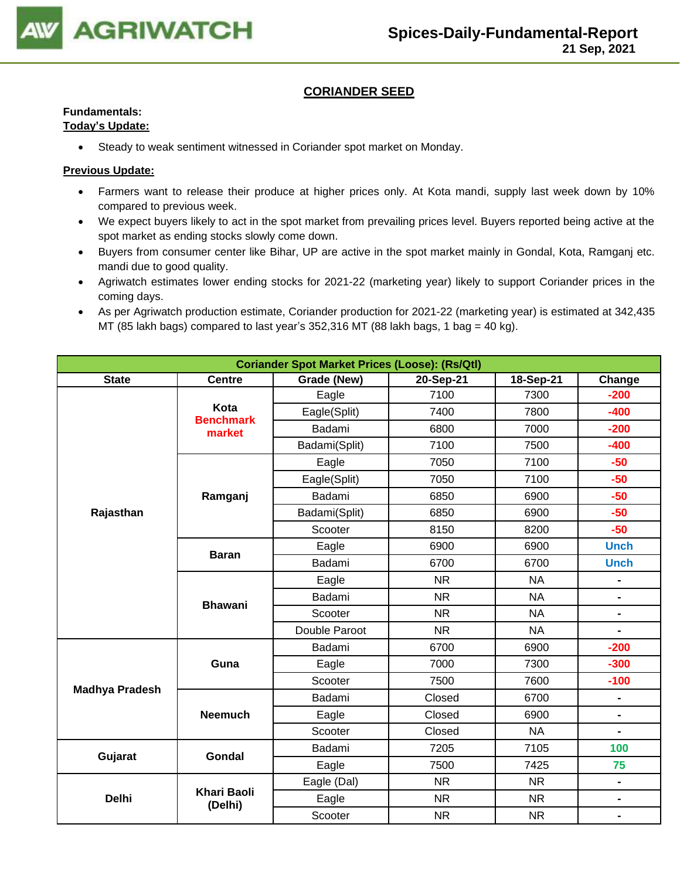## CORIANDER SEED

**Fundamentals:**

**Today's Update:**

- Steady to weak sentiment witnessed in Coriander spot market on Monday.

**Previous Update:**

- Farmers want to release their produce at higher prices only. At Kota mandi, supply last week down by 10% compared to previous week.
- We expect buyers likely to act in the spot market from prevailing prices level. Buyers reported being active at the spot market as ending stocks slowly come down.
- Buyers from consumer center like Bihar, UP are active in the spot market mainly in Gondal, Kota, Ramganj etc. mandi due to good quality.
- Agriwatch estimates lower ending stocks for 2021-22 (marketing year) likely to support Coriander prices in the coming days.
- As per Agriwatch production estimate, Coriander production for 2021-22 (marketing year) is estimated at 342,435 MT (85 lakh bags) compared to last year's 352,316 MT (88 lakh bags, 1 bag = 40 kg).

| Coriander Spot Market Prices (Loose): (Rs/Qtl) | | | | | |
|---|---|---|---|---|---|
| State | Centre | Grade (New) | 20-Sep-21 | 18-Sep-21 | Change |
| Rajasthan | Kota Benchmark market | Eagle | 7100 | 7300 | -200 |
| | | Eagle(Split) | 7400 | 7800 | -400 |
| | | Badami | 6800 | 7000 | -200 |
| | | Badami(Split) | 7100 | 7500 | -400 |
| | Ramganj | Eagle | 7050 | 7100 | -50 |
| | | Eagle(Split) | 7050 | 7100 | -50 |
| | | Badami | 6850 | 6900 | -50 |
| | | Badami(Split) | 6850 | 6900 | -50 |
| | | Scooter | 8150 | 8200 | -50 |
| | Baran | Eagle | 6900 | 6900 | Unch |
| | | Badami | 6700 | 6700 | Unch |
| | Bhawani | Eagle | NR | NA | - |
| | | Badami | NR | NA | - |
| | | Scooter | NR | NA | - |
| | | Double Paroot | NR | NA | - |
| Madhya Pradesh | Guna | Badami | 6700 | 6900 | -200 |
| | | Eagle | 7000 | 7300 | -300 |
| | | Scooter | 7500 | 7600 | -100 |
| | Neemuch | Badami | Closed | 6700 | - |
| | | Eagle | Closed | 6900 | - |
| | | Scooter | Closed | NA | - |
| Gujarat | Gondal | Badami | 7205 | 7105 | 100 |
| | | Eagle | 7500 | 7425 | 75 |
| Delhi | Khari Baoli (Delhi) | Eagle (Dal) | NR | NR | - |
| | | Eagle | NR | NR | - |
| | | Scooter | NR | NR | - |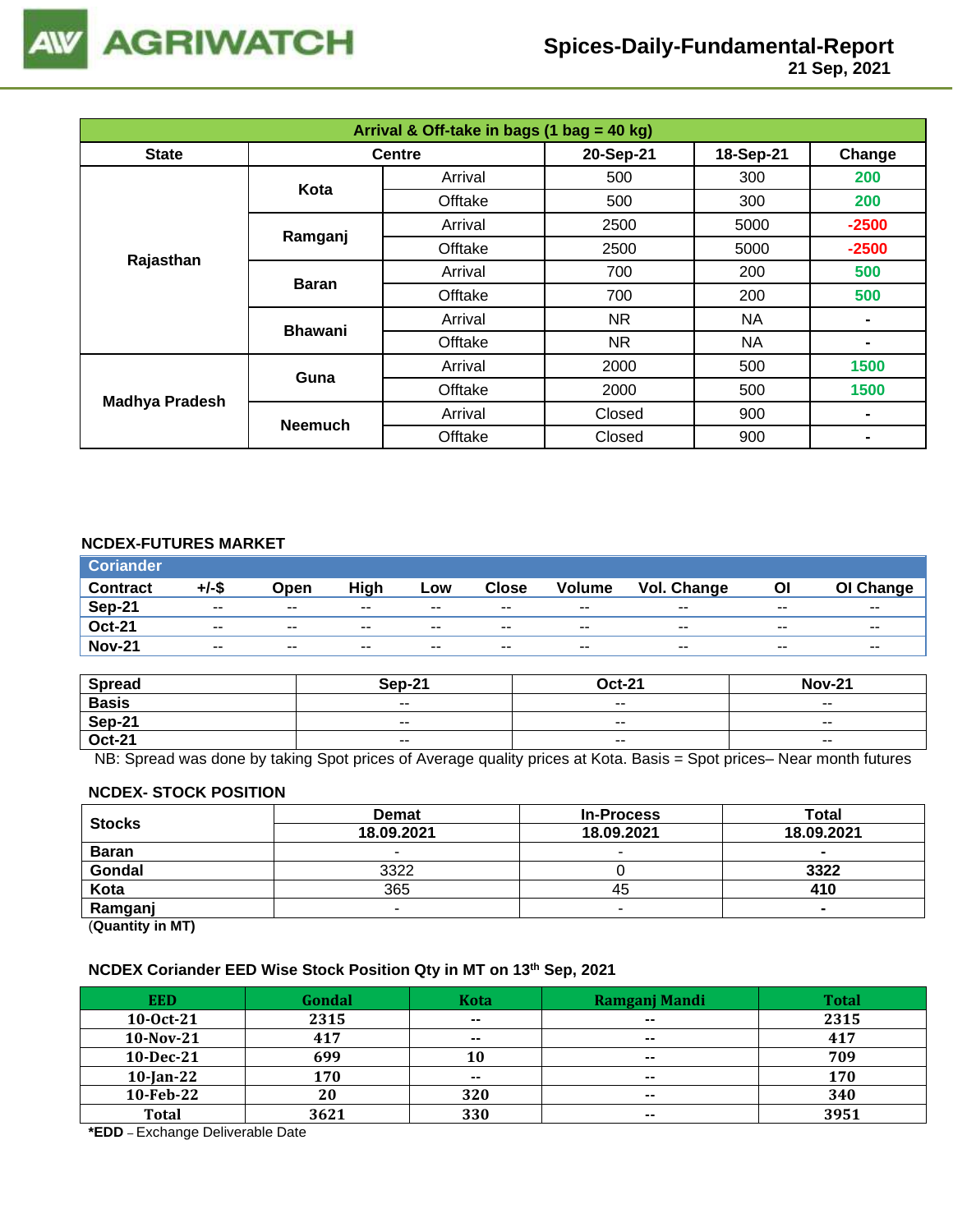# Spices-Daily-Fundamental-Report

21 Sep, 2021

| Arrival & Off-take in bags (1 bag = 40 kg) | | | | | |
|---|---|---|---|---|---|
| State | Centre | | 20-Sep-21 | 18-Sep-21 | Change |
| Rajasthan | Kota | Arrival | 500 | 300 | 200 |
| | | Offtake | 500 | 300 | 200 |
| | Ramganj | Arrival | 2500 | 5000 | -2500 |
| | | Offtake | 2500 | 5000 | -2500 |
| | Baran | Arrival | 700 | 200 | 500 |
| | | Offtake | 700 | 200 | 500 |
| | Bhawani | Arrival | NR | NA | - |
| | | Offtake | NR | NA | - |
| Madhya Pradesh | Guna | Arrival | 2000 | 500 | 1500 |
| | | Offtake | 2000 | 500 | 1500 |
| | Neemuch | Arrival | Closed | 900 | - |
| | | Offtake | Closed | 900 | - |

## NCDEX-FUTURES MARKET

| Coriander | | | | | | | | | |
|---|---|---|---|---|---|---|---|---|---|
| Contract | +/-$ | Open | High | Low | Close | Volume | Vol. Change | OI | OI Change |
| Sep-21 | -- | -- | -- | -- | -- | -- | -- | -- | -- |
| Oct-21 | -- | -- | -- | -- | -- | -- | -- | -- | -- |
| Nov-21 | -- | -- | -- | -- | -- | -- | -- | -- | -- |

| Spread | Sep-21 | Oct-21 | Nov-21 |
|---|---|---|---|
| Basis | -- | -- | -- |
| Sep-21 | -- | -- | -- |
| Oct-21 | -- | -- | -- |

NB: Spread was done by taking Spot prices of Average quality prices at Kota. Basis = Spot prices– Near month futures

## NCDEX- STOCK POSITION

| Stocks | Demat | In-Process | Total |
|---|---|---|---|
| | 18.09.2021 | 18.09.2021 | 18.09.2021 |
| Baran | - | - | - |
| Gondal | 3322 | 0 | 3322 |
| Kota | 365 | 45 | 410 |
| Ramganj | - | - | - |

(Quantity in MT)

## NCDEX Coriander EED Wise Stock Position Qty in MT on 13th Sep, 2021

| EED | Gondal | Kota | Ramganj Mandi | Total |
|---|---|---|---|---|
| 10-Oct-21 | 2315 | -- | -- | 2315 |
| 10-Nov-21 | 417 | -- | -- | 417 |
| 10-Dec-21 | 699 | 10 | -- | 709 |
| 10-Jan-22 | 170 | -- | -- | 170 |
| 10-Feb-22 | 20 | 320 | -- | 340 |
| Total | 3621 | 330 | -- | 3951 |

***EDD** – Exchange Deliverable Date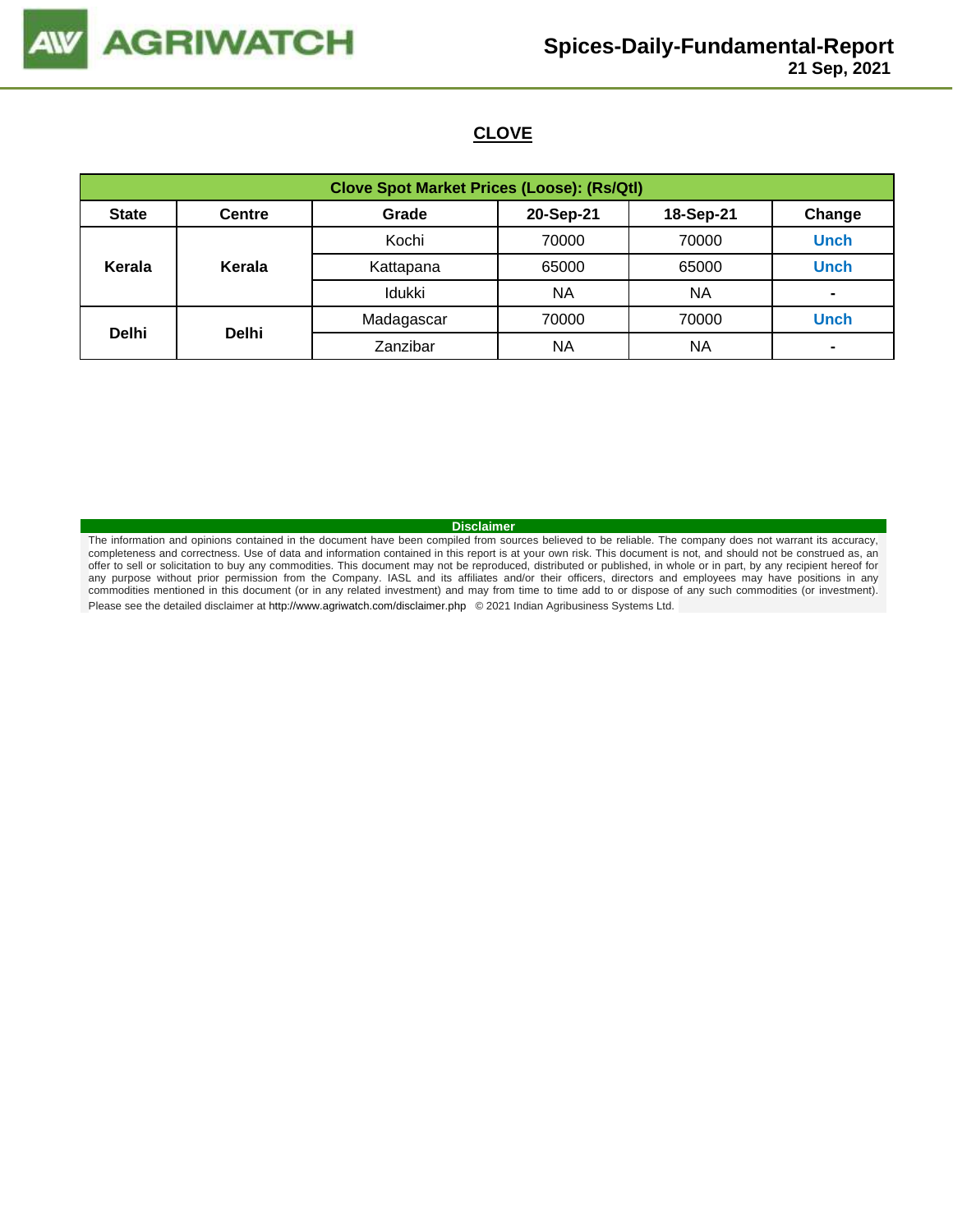## CLOVE

| Clove Spot Market Prices (Loose): (Rs/Qtl) | | | | | |
|---|---|---|---|---|---|
| **State** | **Centre** | **Grade** | **20-Sep-21** | **18-Sep-21** | **Change** |
| **Kerala** | **Kerala** | Kochi | 70000 | 70000 | **Unch** |
| | | Kattapana | 65000 | 65000 | **Unch** |
| | | Idukki | NA | NA | **-** |
| **Delhi** | **Delhi** | Madagascar | 70000 | 70000 | **Unch** |
| | | Zanzibar | NA | NA | **-** |

**Disclaimer**

The information and opinions contained in the document have been compiled from sources believed to be reliable. The company does not warrant its accuracy, completeness and correctness. Use of data and information contained in this report is at your own risk. This document is not, and should not be construed as, an offer to sell or solicitation to buy any commodities. This document may not be reproduced, distributed or published, in whole or in part, by any recipient hereof for any purpose without prior permission from the Company. IASL and its affiliates and/or their officers, directors and employees may have positions in any commodities mentioned in this document (or in any related investment) and may from time to time add to or dispose of any such commodities (or investment). Please see the detailed disclaimer at http://www.agriwatch.com/disclaimer.php © 2021 Indian Agribusiness Systems Ltd.